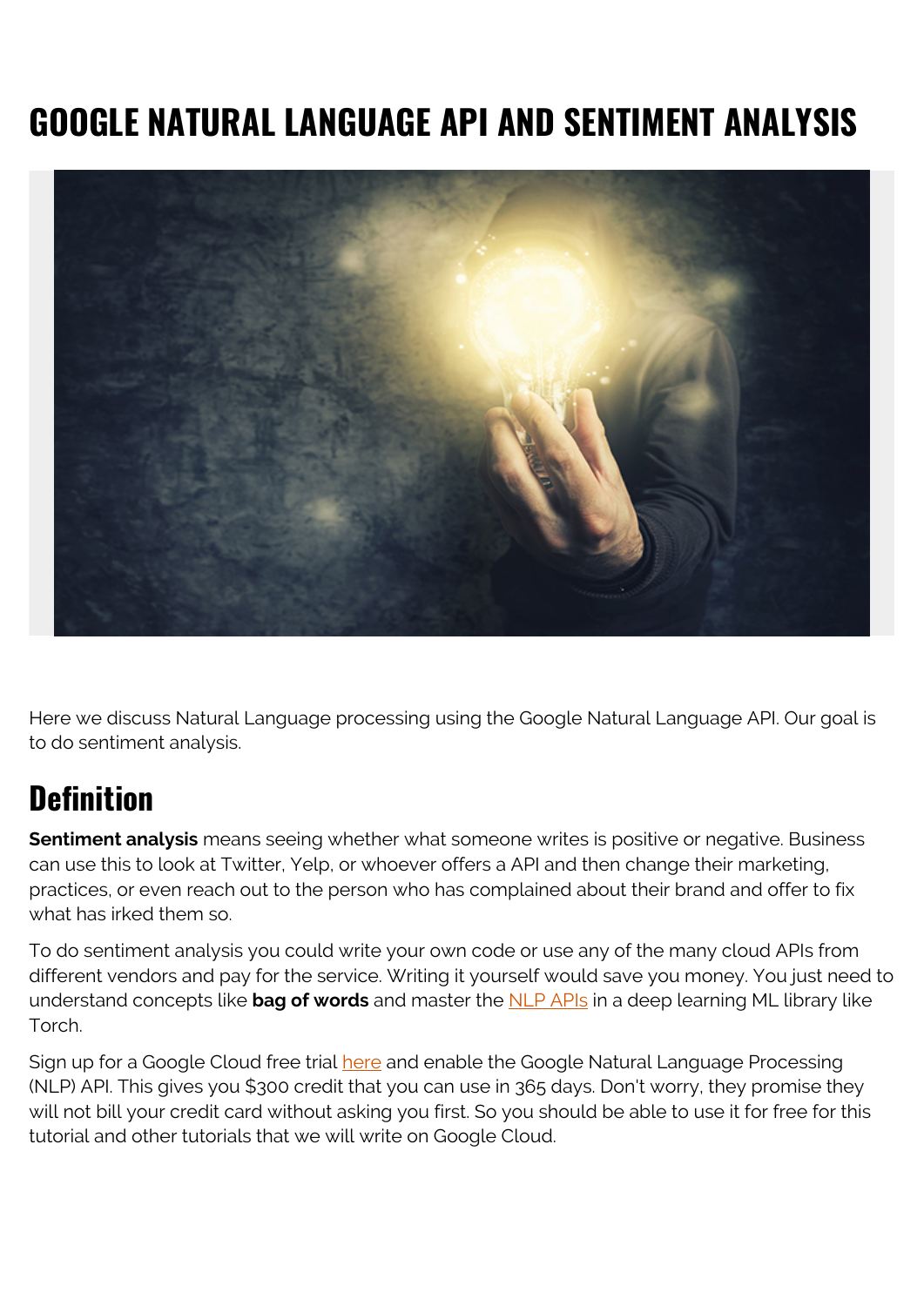# GOOGLE NATURAL LANGUAGE API AND SENTIMENT ANALYSIS

Here we discuss Natural Language processing using the Google Natural Language API. Our goal is to do sentiment analysis.

## Definition

**Sentiment analysis** means seeing whether what someone writes is positive or negative. Business can use this to look at Twitter, Yelp, or whoever offers a API and then change their marketing, practices, or even reach out to the person who has complained about their brand and offer to fix what has irked them so.

To do sentiment analysis you could write your own code or use any of the many cloud APIs from different vendors and pay for the service. Writing it yourself would save you money. You just need to understand concepts like **bag of words** and master the NLP APIs in a deep learning ML library like Torch.

Sign up for a Google Cloud free trial here and enable the Google Natural Language Processing (NLP) API. This gives you $300 credit that you can use in 365 days. Don't worry, they promise they will not bill your credit card without asking you first. So you should be able to use it for free for this tutorial and other tutorials that we will write on Google Cloud.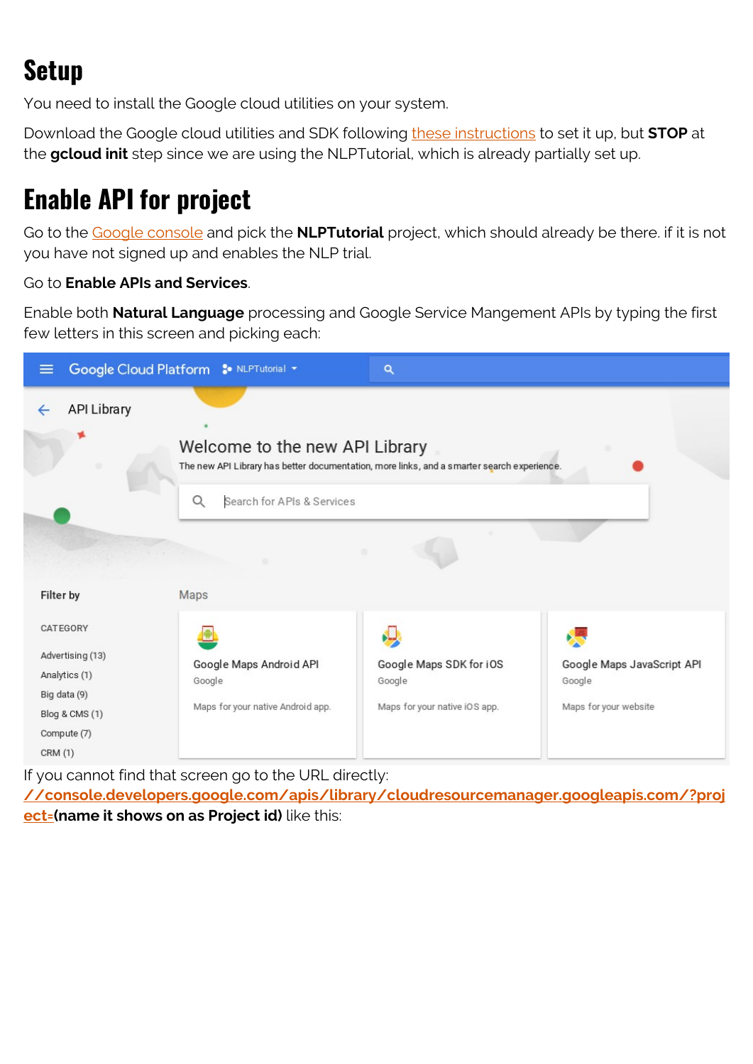# Setup

You need to install the Google cloud utilities on your system.

Download the Google cloud utilities and SDK following these instructions to set it up, but **STOP** at the **gcloud init** step since we are using the NLPTutorial, which is already partially set up.

# Enable API for project

Go to the Google console and pick the **NLPTutorial** project, which should already be there. if it is not you have not signed up and enables the NLP trial.

Go to **Enable APIs and Services**.

Enable both **Natural Language** processing and Google Service Mangement APIs by typing the first few letters in this screen and picking each:

If you cannot find that screen go to the URL directly: **//console.developers.google.com/apis/library/cloudresourcemanager.googleapis.com/?project=(name it shows on as Project id)** like this: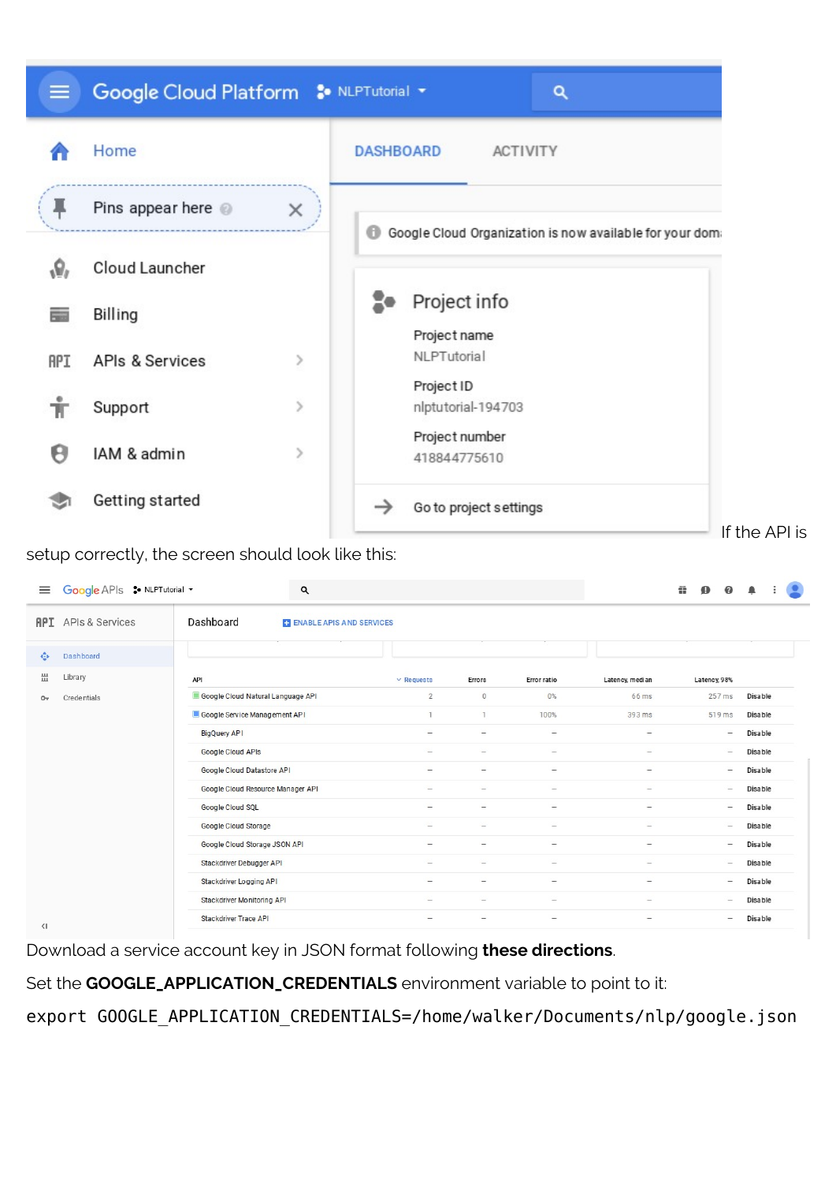If the API is setup correctly, the screen should look like this:

Download a service account key in JSON format following **these directions**.

Set the **GOOGLE_APPLICATION_CREDENTIALS** environment variable to point to it:

```
export GOOGLE_APPLICATION_CREDENTIALS=/home/walker/Documents/nlp/google.json
```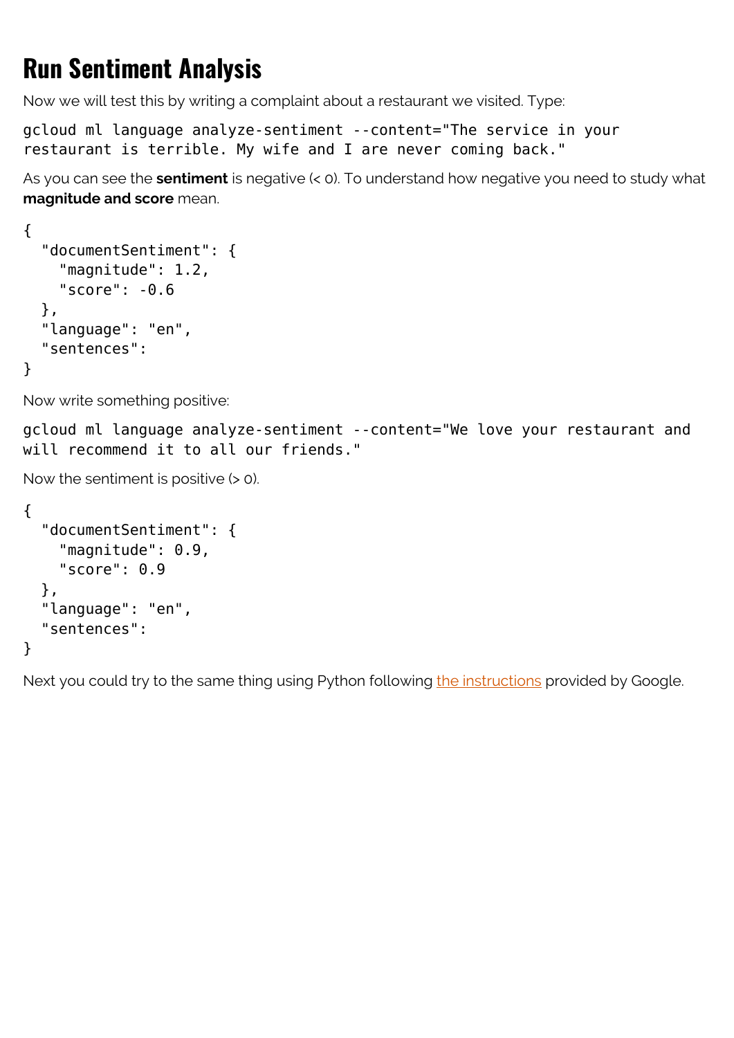# Run Sentiment Analysis

Now we will test this by writing a complaint about a restaurant we visited. Type:

```
gcloud ml language analyze-sentiment --content="The service in your restaurant is terrible. My wife and I are never coming back."
```

As you can see the **sentiment** is negative (< 0). To understand how negative you need to study what **magnitude and score** mean.

```
{
  "documentSentiment": {
    "magnitude": 1.2,
    "score": -0.6
  },
  "language": "en",
  "sentences":
}
```

Now write something positive:

```
gcloud ml language analyze-sentiment --content="We love your restaurant and will recommend it to all our friends."
```

Now the sentiment is positive (> 0).

```
{
  "documentSentiment": {
    "magnitude": 0.9,
    "score": 0.9
  },
  "language": "en",
  "sentences":
}
```

Next you could try to the same thing using Python following the instructions provided by Google.